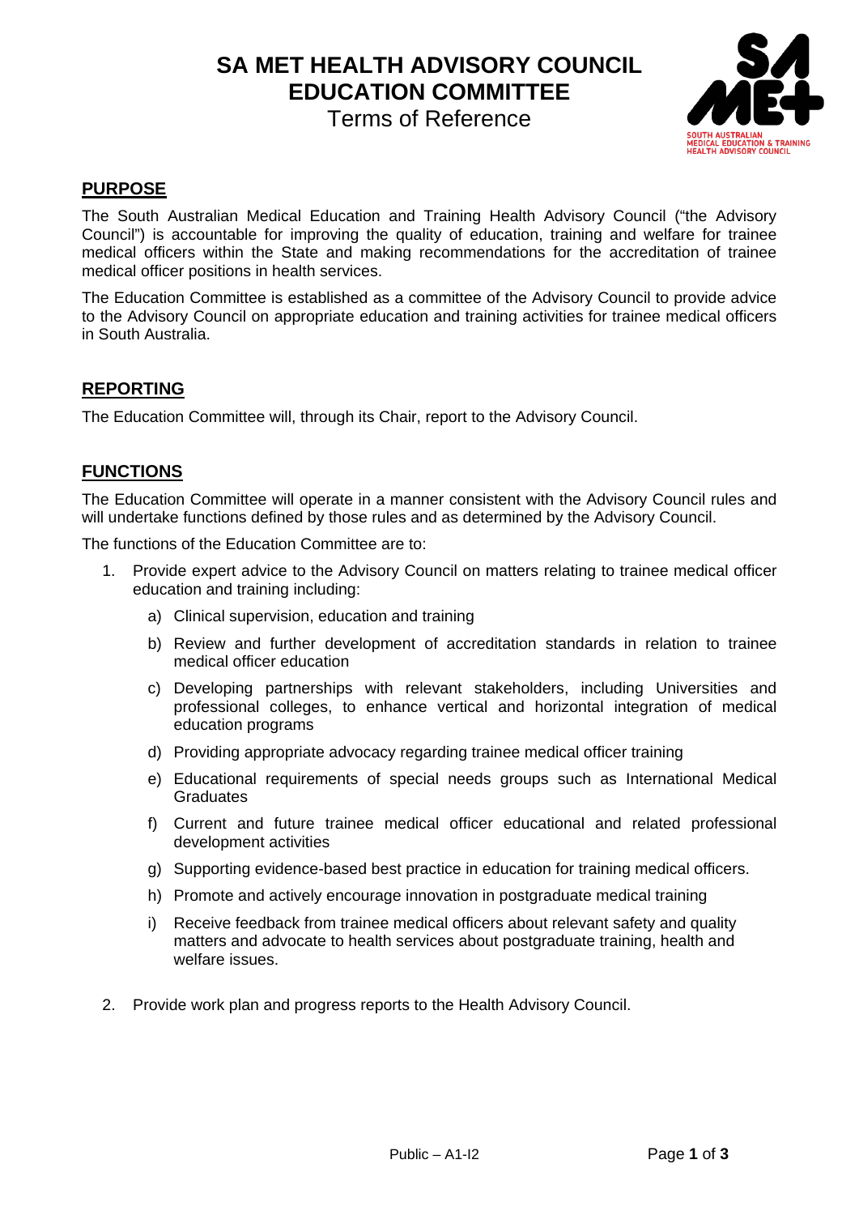# SA MET HEALTH ADVISORY COUNCIL EDUCATION COMMITTEE

Terms of Reference

## PURPOSE

The South Australian Medical Education and Training Health Advisory Council ("the Advisory Council") is accountable for improving the quality of education, training and welfare for trainee medical officers within the State and making recommendations for the accreditation of trainee medical officer positions in health services.

The Education Committee is established as a committee of the Advisory Council to provide advice to the Advisory Council on appropriate education and training activities for trainee medical officers in South Australia.

## REPORTING

The Education Committee will, through its Chair, report to the Advisory Council.

## FUNCTIONS

The Education Committee will operate in a manner consistent with the Advisory Council rules and will undertake functions defined by those rules and as determined by the Advisory Council.

The functions of the Education Committee are to:

1. Provide expert advice to the Advisory Council on matters relating to trainee medical officer education and training including:
   a) Clinical supervision, education and training
   b) Review and further development of accreditation standards in relation to trainee medical officer education
   c) Developing partnerships with relevant stakeholders, including Universities and professional colleges, to enhance vertical and horizontal integration of medical education programs
   d) Providing appropriate advocacy regarding trainee medical officer training
   e) Educational requirements of special needs groups such as International Medical Graduates
   f) Current and future trainee medical officer educational and related professional development activities
   g) Supporting evidence-based best practice in education for training medical officers.
   h) Promote and actively encourage innovation in postgraduate medical training
   i) Receive feedback from trainee medical officers about relevant safety and quality matters and advocate to health services about postgraduate training, health and welfare issues.

2. Provide work plan and progress reports to the Health Advisory Council.

Public – A1-I2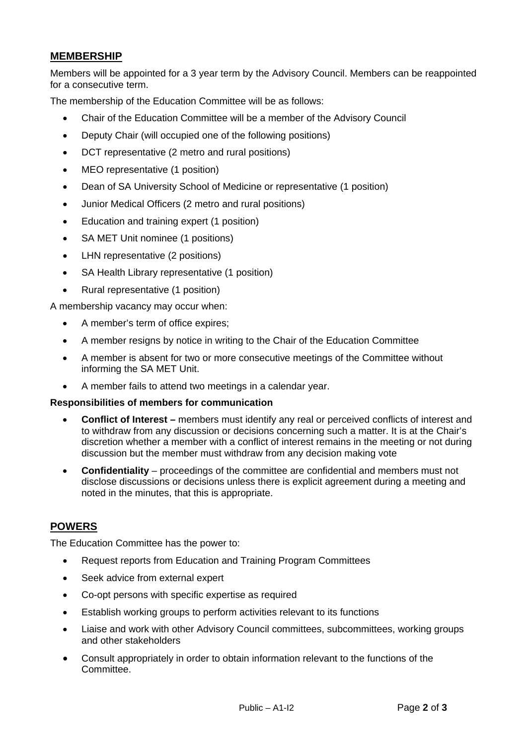## MEMBERSHIP

Members will be appointed for a 3 year term by the Advisory Council. Members can be reappointed for a consecutive term.

The membership of the Education Committee will be as follows:

- Chair of the Education Committee will be a member of the Advisory Council
- Deputy Chair (will occupied one of the following positions)
- DCT representative (2 metro and rural positions)
- MEO representative (1 position)
- Dean of SA University School of Medicine or representative (1 position)
- Junior Medical Officers (2 metro and rural positions)
- Education and training expert (1 position)
- SA MET Unit nominee (1 positions)
- LHN representative (2 positions)
- SA Health Library representative (1 position)
- Rural representative (1 position)

A membership vacancy may occur when:

- A member's term of office expires;
- A member resigns by notice in writing to the Chair of the Education Committee
- A member is absent for two or more consecutive meetings of the Committee without informing the SA MET Unit.
- A member fails to attend two meetings in a calendar year.

**Responsibilities of members for communication**

- **Conflict of Interest –** members must identify any real or perceived conflicts of interest and to withdraw from any discussion or decisions concerning such a matter. It is at the Chair's discretion whether a member with a conflict of interest remains in the meeting or not during discussion but the member must withdraw from any decision making vote
- **Confidentiality** – proceedings of the committee are confidential and members must not disclose discussions or decisions unless there is explicit agreement during a meeting and noted in the minutes, that this is appropriate.

## POWERS

The Education Committee has the power to:

- Request reports from Education and Training Program Committees
- Seek advice from external expert
- Co-opt persons with specific expertise as required
- Establish working groups to perform activities relevant to its functions
- Liaise and work with other Advisory Council committees, subcommittees, working groups and other stakeholders
- Consult appropriately in order to obtain information relevant to the functions of the Committee.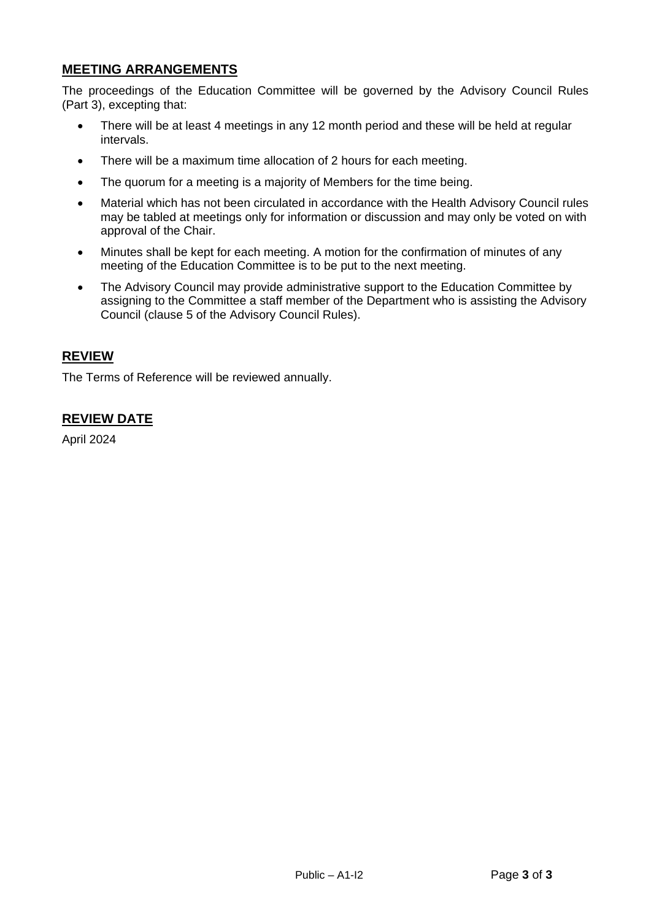## MEETING ARRANGEMENTS

The proceedings of the Education Committee will be governed by the Advisory Council Rules (Part 3), excepting that:

- There will be at least 4 meetings in any 12 month period and these will be held at regular intervals.
- There will be a maximum time allocation of 2 hours for each meeting.
- The quorum for a meeting is a majority of Members for the time being.
- Material which has not been circulated in accordance with the Health Advisory Council rules may be tabled at meetings only for information or discussion and may only be voted on with approval of the Chair.
- Minutes shall be kept for each meeting. A motion for the confirmation of minutes of any meeting of the Education Committee is to be put to the next meeting.
- The Advisory Council may provide administrative support to the Education Committee by assigning to the Committee a staff member of the Department who is assisting the Advisory Council (clause 5 of the Advisory Council Rules).

## REVIEW

The Terms of Reference will be reviewed annually.

## REVIEW DATE

April 2024

Public – A1-I2